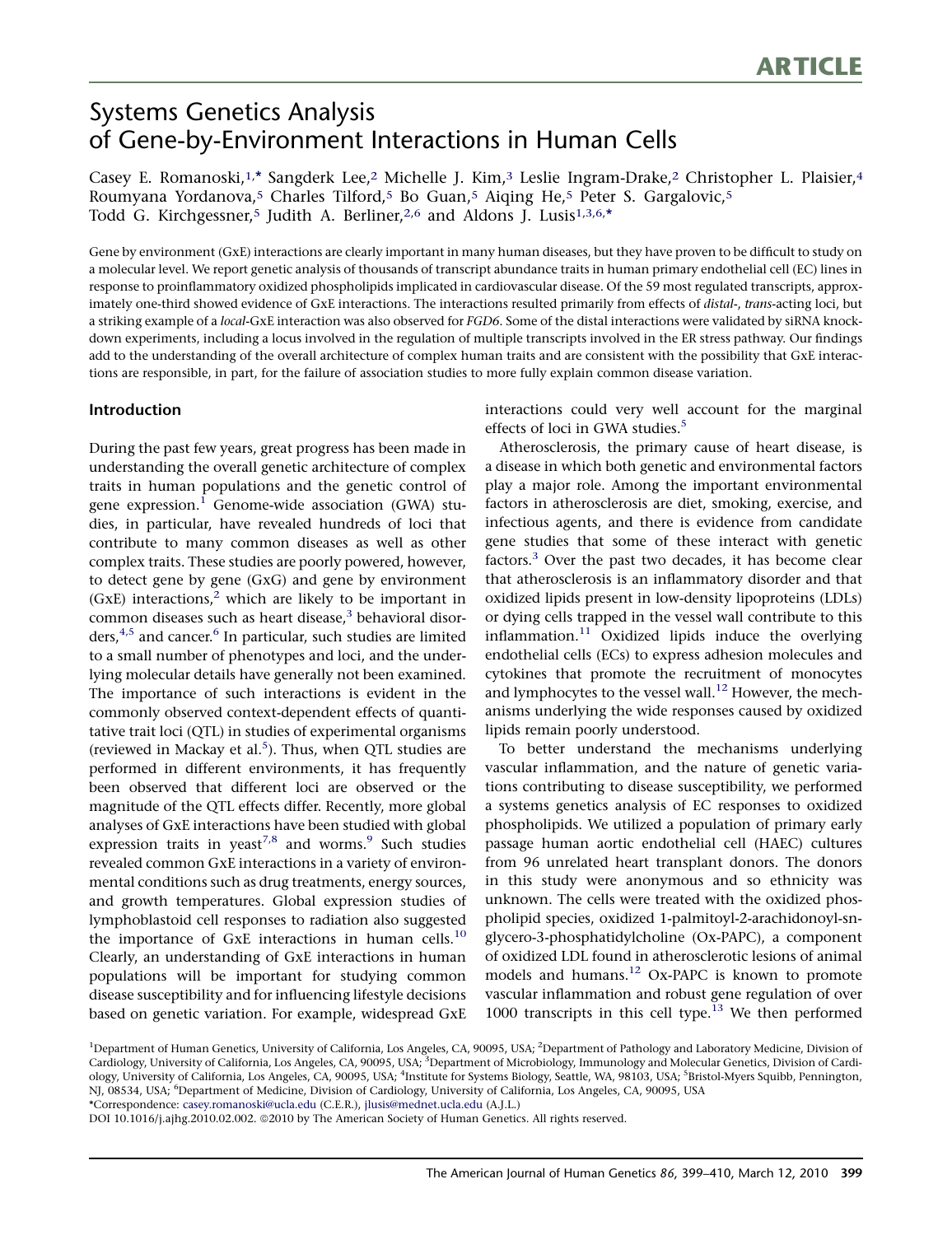ARTICLE

# Systems Genetics Analysis of Gene-by-Environment Interactions in Human Cells

Casey E. Romanoski,[1,*] Sangderk Lee,[2] Michelle J. Kim,[3] Leslie Ingram-Drake,[2] Christopher L. Plaisier,[4] Roumyana Yordanova,[5] Charles Tilford,[5] Bo Guan,[5] Aiqing He,[5] Peter S. Gargalovic,[5] Todd G. Kirchgessner,[5] Judith A. Berliner,[2,6] and Aldons J. Lusis[1,3,6,*]

Gene by environment (GxE) interactions are clearly important in many human diseases, but they have proven to be difficult to study on a molecular level. We report genetic analysis of thousands of transcript abundance traits in human primary endothelial cell (EC) lines in response to proinflammatory oxidized phospholipids implicated in cardiovascular disease. Of the 59 most regulated transcripts, approximately one-third showed evidence of GxE interactions. The interactions resulted primarily from effects of *distal-*, *trans*-acting loci, but a striking example of a *local*-GxE interaction was also observed for *FGD6*. Some of the distal interactions were validated by siRNA knockdown experiments, including a locus involved in the regulation of multiple transcripts involved in the ER stress pathway. Our findings add to the understanding of the overall architecture of complex human traits and are consistent with the possibility that GxE interactions are responsible, in part, for the failure of association studies to more fully explain common disease variation.

## Introduction

During the past few years, great progress has been made in understanding the overall genetic architecture of complex traits in human populations and the genetic control of gene expression.[1] Genome-wide association (GWA) studies, in particular, have revealed hundreds of loci that contribute to many common diseases as well as other complex traits. These studies are poorly powered, however, to detect gene by gene (GxG) and gene by environment (GxE) interactions,[2] which are likely to be important in common diseases such as heart disease,[3] behavioral disorders,[4,5] and cancer.[6] In particular, such studies are limited to a small number of phenotypes and loci, and the underlying molecular details have generally not been examined. The importance of such interactions is evident in the commonly observed context-dependent effects of quantitative trait loci (QTL) in studies of experimental organisms (reviewed in Mackay et al.[5]). Thus, when QTL studies are performed in different environments, it has frequently been observed that different loci are observed or the magnitude of the QTL effects differ. Recently, more global analyses of GxE interactions have been studied with global expression traits in yeast[7,8] and worms.[9] Such studies revealed common GxE interactions in a variety of environmental conditions such as drug treatments, energy sources, and growth temperatures. Global expression studies of lymphoblastoid cell responses to radiation also suggested the importance of GxE interactions in human cells.[10] Clearly, an understanding of GxE interactions in human populations will be important for studying common disease susceptibility and for influencing lifestyle decisions based on genetic variation. For example, widespread GxE interactions could very well account for the marginal effects of loci in GWA studies.[5]

Atherosclerosis, the primary cause of heart disease, is a disease in which both genetic and environmental factors play a major role. Among the important environmental factors in atherosclerosis are diet, smoking, exercise, and infectious agents, and there is evidence from candidate gene studies that some of these interact with genetic factors.[3] Over the past two decades, it has become clear that atherosclerosis is an inflammatory disorder and that oxidized lipids present in low-density lipoproteins (LDLs) or dying cells trapped in the vessel wall contribute to this inflammation.[11] Oxidized lipids induce the overlying endothelial cells (ECs) to express adhesion molecules and cytokines that promote the recruitment of monocytes and lymphocytes to the vessel wall.[12] However, the mechanisms underlying the wide responses caused by oxidized lipids remain poorly understood.

To better understand the mechanisms underlying vascular inflammation, and the nature of genetic variations contributing to disease susceptibility, we performed a systems genetics analysis of EC responses to oxidized phospholipids. We utilized a population of primary early passage human aortic endothelial cell (HAEC) cultures from 96 unrelated heart transplant donors. The donors in this study were anonymous and so ethnicity was unknown. The cells were treated with the oxidized phospholipid species, oxidized 1-palmitoyl-2-arachidonoyl-sn-glycero-3-phosphatidylcholine (Ox-PAPC), a component of oxidized LDL found in atherosclerotic lesions of animal models and humans.[12] Ox-PAPC is known to promote vascular inflammation and robust gene regulation of over 1000 transcripts in this cell type.[13] We then performed

[1]Department of Human Genetics, University of California, Los Angeles, CA, 90095, USA; [2]Department of Pathology and Laboratory Medicine, Division of Cardiology, University of California, Los Angeles, CA, 90095, USA; [3]Department of Microbiology, Immunology and Molecular Genetics, Division of Cardiology, University of California, Los Angeles, CA, 90095, USA; [4]Institute for Systems Biology, Seattle, WA, 98103, USA; [5]Bristol-Myers Squibb, Pennington, NJ, 08534, USA; [6]Department of Medicine, Division of Cardiology, University of California, Los Angeles, CA, 90095, USA

*Correspondence: casey.romanoski@ucla.edu (C.E.R.), jlusis@mednet.ucla.edu (A.J.L.)

DOI 10.1016/j.ajhg.2010.02.002. ©2010 by The American Society of Human Genetics. All rights reserved.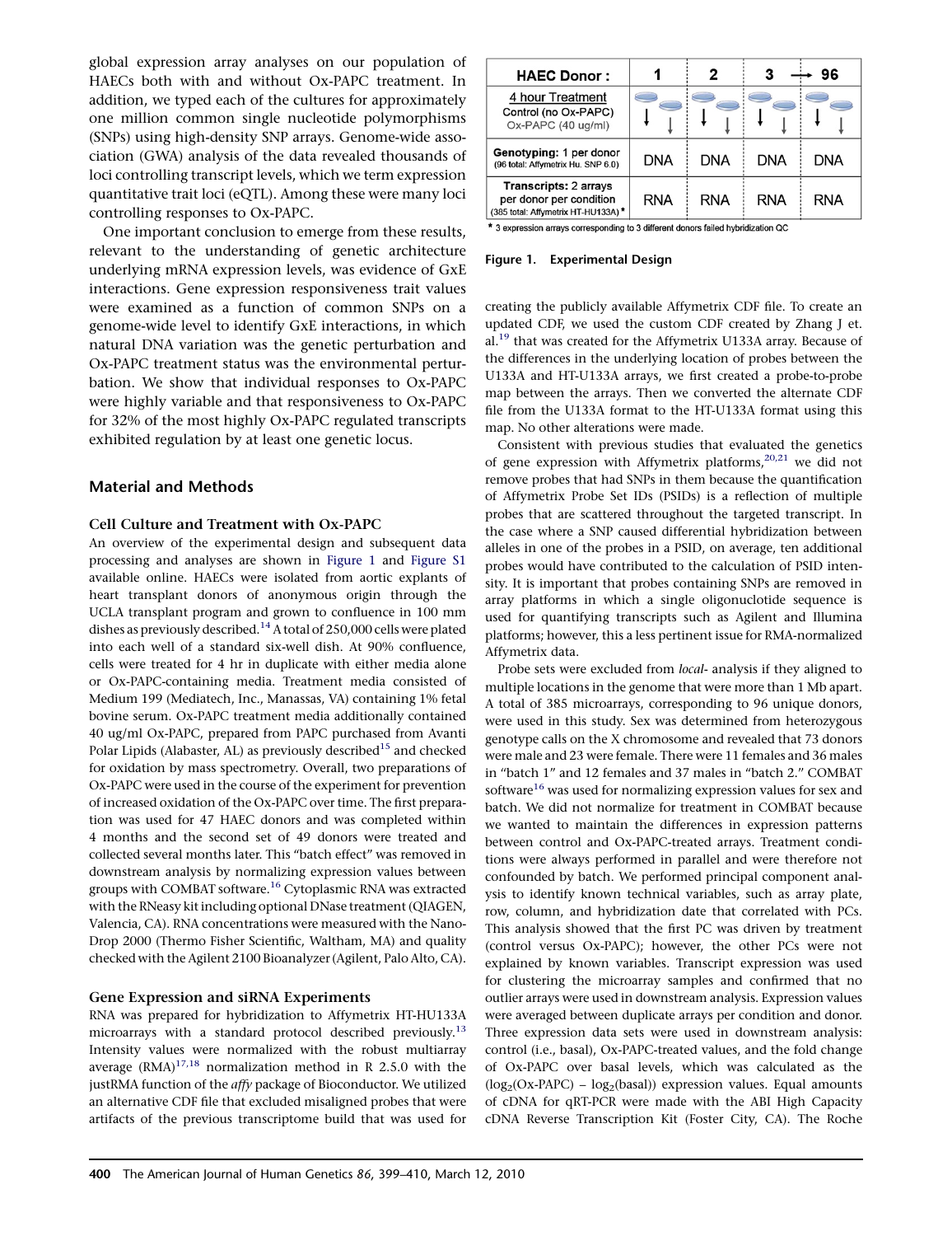global expression array analyses on our population of HAECs both with and without Ox-PAPC treatment. In addition, we typed each of the cultures for approximately one million common single nucleotide polymorphisms (SNPs) using high-density SNP arrays. Genome-wide association (GWA) analysis of the data revealed thousands of loci controlling transcript levels, which we term expression quantitative trait loci (eQTL). Among these were many loci controlling responses to Ox-PAPC.

One important conclusion to emerge from these results, relevant to the understanding of genetic architecture underlying mRNA expression levels, was evidence of GxE interactions. Gene expression responsiveness trait values were examined as a function of common SNPs on a genome-wide level to identify GxE interactions, in which natural DNA variation was the genetic perturbation and Ox-PAPC treatment status was the environmental perturbation. We show that individual responses to Ox-PAPC were highly variable and that responsiveness to Ox-PAPC for 32% of the most highly Ox-PAPC regulated transcripts exhibited regulation by at least one genetic locus.

## Material and Methods

### Cell Culture and Treatment with Ox-PAPC

An overview of the experimental design and subsequent data processing and analyses are shown in Figure 1 and Figure S1 available online. HAECs were isolated from aortic explants of heart transplant donors of anonymous origin through the UCLA transplant program and grown to confluence in 100 mm dishes as previously described.[14] A total of 250,000 cells were plated into each well of a standard six-well dish. At 90% confluence, cells were treated for 4 hr in duplicate with either media alone or Ox-PAPC-containing media. Treatment media consisted of Medium 199 (Mediatech, Inc., Manassas, VA) containing 1% fetal bovine serum. Ox-PAPC treatment media additionally contained 40 ug/ml Ox-PAPC, prepared from PAPC purchased from Avanti Polar Lipids (Alabaster, AL) as previously described[15] and checked for oxidation by mass spectrometry. Overall, two preparations of Ox-PAPC were used in the course of the experiment for prevention of increased oxidation of the Ox-PAPC over time. The first preparation was used for 47 HAEC donors and was completed within 4 months and the second set of 49 donors were treated and collected several months later. This "batch effect" was removed in downstream analysis by normalizing expression values between groups with COMBAT software.[16] Cytoplasmic RNA was extracted with the RNeasy kit including optional DNase treatment (QIAGEN, Valencia, CA). RNA concentrations were measured with the NanoDrop 2000 (Thermo Fisher Scientific, Waltham, MA) and quality checked with the Agilent 2100 Bioanalyzer (Agilent, Palo Alto, CA).

### Gene Expression and siRNA Experiments

RNA was prepared for hybridization to Affymetrix HT-HU133A microarrays with a standard protocol described previously.[13] Intensity values were normalized with the robust multiarray average (RMA)[17,18] normalization method in R 2.5.0 with the justRMA function of the *affy* package of Bioconductor. We utilized an alternative CDF file that excluded misaligned probes that were artifacts of the previous transcriptome build that was used for

| HAEC Donor: | 1 | 2 | 3 → 96 | |
|---|---|---|---|---|
| 4 hour Treatment<br>Control (no Ox-PAPC)<br>Ox-PAPC (40 ug/ml) | | | | |
| Genotyping: 1 per donor<br>(96 total: Affymetrix Hu. SNP 6.0) | DNA | DNA | DNA | DNA |
| Transcripts: 2 arrays per donor per condition<br>(385 total: Affymetrix HT-HU133A)* | RNA | RNA | RNA | RNA |

* 3 expression arrays corresponding to 3 different donors failed hybridization QC

**Figure 1. Experimental Design**

creating the publicly available Affymetrix CDF file. To create an updated CDF, we used the custom CDF created by Zhang J et. al.[19] that was created for the Affymetrix U133A array. Because of the differences in the underlying location of probes between the U133A and HT-U133A arrays, we first created a probe-to-probe map between the arrays. Then we converted the alternate CDF file from the U133A format to the HT-U133A format using this map. No other alterations were made.

Consistent with previous studies that evaluated the genetics of gene expression with Affymetrix platforms,[20,21] we did not remove probes that had SNPs in them because the quantification of Affymetrix Probe Set IDs (PSIDs) is a reflection of multiple probes that are scattered throughout the targeted transcript. In the case where a SNP caused differential hybridization between alleles in one of the probes in a PSID, on average, ten additional probes would have contributed to the calculation of PSID intensity. It is important that probes containing SNPs are removed in array platforms in which a single oligonuclotide sequence is used for quantifying transcripts such as Agilent and Illumina platforms; however, this a less pertinent issue for RMA-normalized Affymetrix data.

Probe sets were excluded from *local*- analysis if they aligned to multiple locations in the genome that were more than 1 Mb apart. A total of 385 microarrays, corresponding to 96 unique donors, were used in this study. Sex was determined from heterozygous genotype calls on the X chromosome and revealed that 73 donors were male and 23 were female. There were 11 females and 36 males in "batch 1" and 12 females and 37 males in "batch 2." COMBAT software[16] was used for normalizing expression values for sex and batch. We did not normalize for treatment in COMBAT because we wanted to maintain the differences in expression patterns between control and Ox-PAPC-treated arrays. Treatment conditions were always performed in parallel and were therefore not confounded by batch. We performed principal component analysis to identify known technical variables, such as array plate, row, column, and hybridization date that correlated with PCs. This analysis showed that the first PC was driven by treatment (control versus Ox-PAPC); however, the other PCs were not explained by known variables. Transcript expression was used for clustering the microarray samples and confirmed that no outlier arrays were used in downstream analysis. Expression values were averaged between duplicate arrays per condition and donor. Three expression data sets were used in downstream analysis: control (i.e., basal), Ox-PAPC-treated values, and the fold change of Ox-PAPC over basal levels, which was calculated as the ($\log_2$(Ox-PAPC) – $\log_2$(basal)) expression values. Equal amounts of cDNA for qRT-PCR were made with the ABI High Capacity cDNA Reverse Transcription Kit (Foster City, CA). The Roche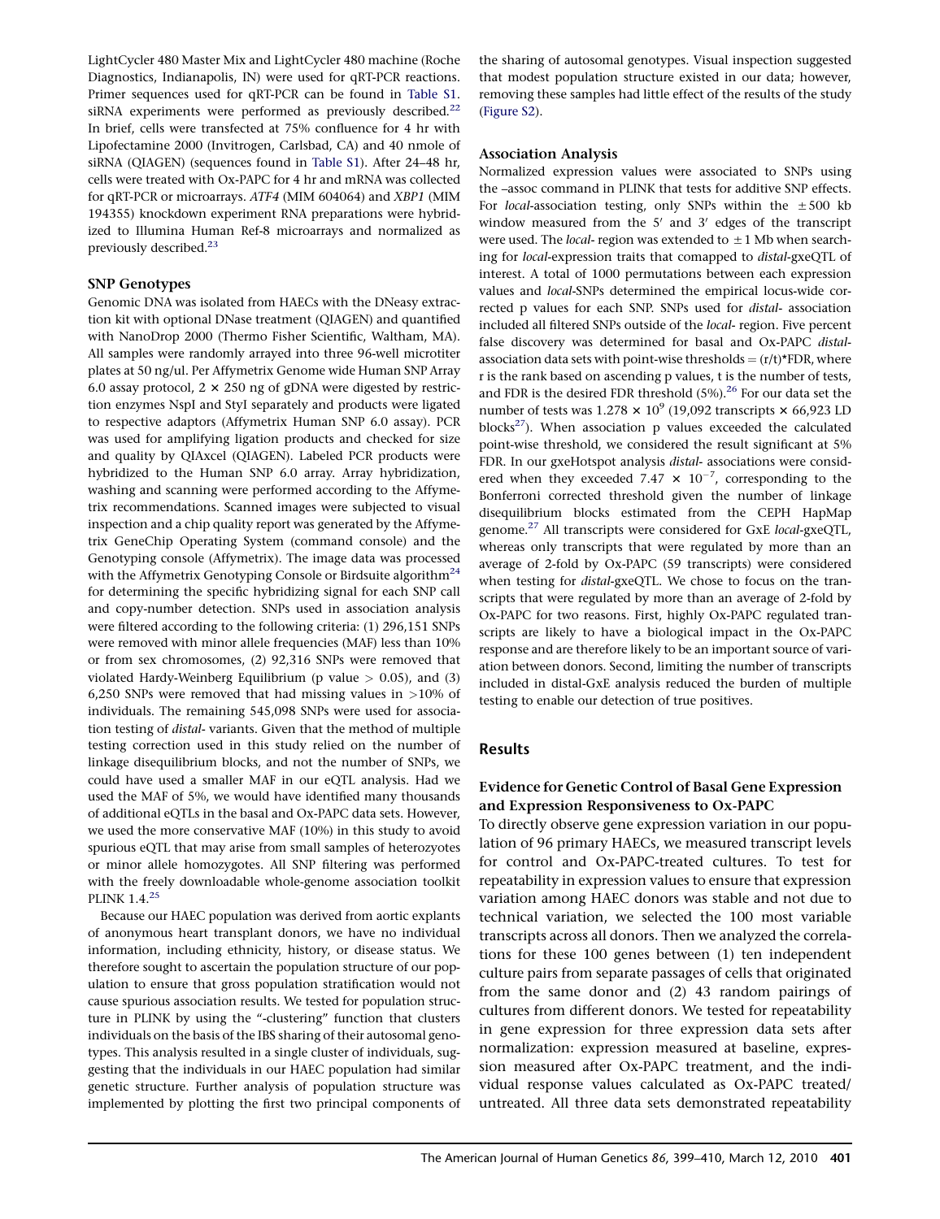LightCycler 480 Master Mix and LightCycler 480 machine (Roche Diagnostics, Indianapolis, IN) were used for qRT-PCR reactions. Primer sequences used for qRT-PCR can be found in Table S1. siRNA experiments were performed as previously described.[22] In brief, cells were transfected at 75% confluence for 4 hr with Lipofectamine 2000 (Invitrogen, Carlsbad, CA) and 40 nmole of siRNA (QIAGEN) (sequences found in Table S1). After 24–48 hr, cells were treated with Ox-PAPC for 4 hr and mRNA was collected for qRT-PCR or microarrays. *ATF4* (MIM 604064) and *XBP1* (MIM 194355) knockdown experiment RNA preparations were hybridized to Illumina Human Ref-8 microarrays and normalized as previously described.[23]

### SNP Genotypes

Genomic DNA was isolated from HAECs with the DNeasy extraction kit with optional DNase treatment (QIAGEN) and quantified with NanoDrop 2000 (Thermo Fisher Scientific, Waltham, MA). All samples were randomly arrayed into three 96-well microtiter plates at 50 ng/ul. Per Affymetrix Genome wide Human SNP Array 6.0 assay protocol, $2 \times 250$ ng of gDNA were digested by restriction enzymes NspI and StyI separately and products were ligated to respective adaptors (Affymetrix Human SNP 6.0 assay). PCR was used for amplifying ligation products and checked for size and quality by QIAxcel (QIAGEN). Labeled PCR products were hybridized to the Human SNP 6.0 array. Array hybridization, washing and scanning were performed according to the Affymetrix recommendations. Scanned images were subjected to visual inspection and a chip quality report was generated by the Affymetrix GeneChip Operating System (command console) and the Genotyping console (Affymetrix). The image data was processed with the Affymetrix Genotyping Console or Birdsuite algorithm[24] for determining the specific hybridizing signal for each SNP call and copy-number detection. SNPs used in association analysis were filtered according to the following criteria: (1) 296,151 SNPs were removed with minor allele frequencies (MAF) less than 10% or from sex chromosomes, (2) 92,316 SNPs were removed that violated Hardy-Weinberg Equilibrium (p value $> 0.05$), and (3) 6,250 SNPs were removed that had missing values in $>10\%$ of individuals. The remaining 545,098 SNPs were used for association testing of *distal*- variants. Given that the method of multiple testing correction used in this study relied on the number of linkage disequilibrium blocks, and not the number of SNPs, we could have used a smaller MAF in our eQTL analysis. Had we used the MAF of 5%, we would have identified many thousands of additional eQTLs in the basal and Ox-PAPC data sets. However, we used the more conservative MAF (10%) in this study to avoid spurious eQTL that may arise from small samples of heterozyotes or minor allele homozygotes. All SNP filtering was performed with the freely downloadable whole-genome association toolkit PLINK 1.4.[25]

Because our HAEC population was derived from aortic explants of anonymous heart transplant donors, we have no individual information, including ethnicity, history, or disease status. We therefore sought to ascertain the population structure of our population to ensure that gross population stratification would not cause spurious association results. We tested for population structure in PLINK by using the "-clustering" function that clusters individuals on the basis of the IBS sharing of their autosomal genotypes. This analysis resulted in a single cluster of individuals, suggesting that the individuals in our HAEC population had similar genetic structure. Further analysis of population structure was implemented by plotting the first two principal components of the sharing of autosomal genotypes. Visual inspection suggested that modest population structure existed in our data; however, removing these samples had little effect of the results of the study (Figure S2).

### Association Analysis

Normalized expression values were associated to SNPs using the –assoc command in PLINK that tests for additive SNP effects. For *local*-association testing, only SNPs within the $\pm 500$ kb window measured from the 5′ and 3′ edges of the transcript were used. The *local*- region was extended to $\pm 1$ Mb when searching for *local*-expression traits that comapped to *distal*-gxeQTL of interest. A total of 1000 permutations between each expression values and *local*-SNPs determined the empirical locus-wide corrected p values for each SNP. SNPs used for *distal*- association included all filtered SNPs outside of the *local*- region. Five percent false discovery was determined for basal and Ox-PAPC *distal*-association data sets with point-wise thresholds = (r/t)*FDR, where r is the rank based on ascending p values, t is the number of tests, and FDR is the desired FDR threshold (5%).[26] For our data set the number of tests was $1.278 \times 10^9$ (19,092 transcripts × 66,923 LD blocks[27]). When association p values exceeded the calculated point-wise threshold, we considered the result significant at 5% FDR. In our gxeHotspot analysis *distal*- associations were considered when they exceeded $7.47 \times 10^{-7}$, corresponding to the Bonferroni corrected threshold given the number of linkage disequilibrium blocks estimated from the CEPH HapMap genome.[27] All transcripts were considered for GxE *local*-gxeQTL, whereas only transcripts that were regulated by more than an average of 2-fold by Ox-PAPC (59 transcripts) were considered when testing for *distal*-gxeQTL. We chose to focus on the transcripts that were regulated by more than an average of 2-fold by Ox-PAPC for two reasons. First, highly Ox-PAPC regulated transcripts are likely to have a biological impact in the Ox-PAPC response and are therefore likely to be an important source of variation between donors. Second, limiting the number of transcripts included in distal-GxE analysis reduced the burden of multiple testing to enable our detection of true positives.

## Results

### Evidence for Genetic Control of Basal Gene Expression and Expression Responsiveness to Ox-PAPC

To directly observe gene expression variation in our population of 96 primary HAECs, we measured transcript levels for control and Ox-PAPC-treated cultures. To test for repeatability in expression values to ensure that expression variation among HAEC donors was stable and not due to technical variation, we selected the 100 most variable transcripts across all donors. Then we analyzed the correlations for these 100 genes between (1) ten independent culture pairs from separate passages of cells that originated from the same donor and (2) 43 random pairings of cultures from different donors. We tested for repeatability in gene expression for three expression data sets after normalization: expression measured at baseline, expression measured after Ox-PAPC treatment, and the individual response values calculated as Ox-PAPC treated/untreated. All three data sets demonstrated repeatability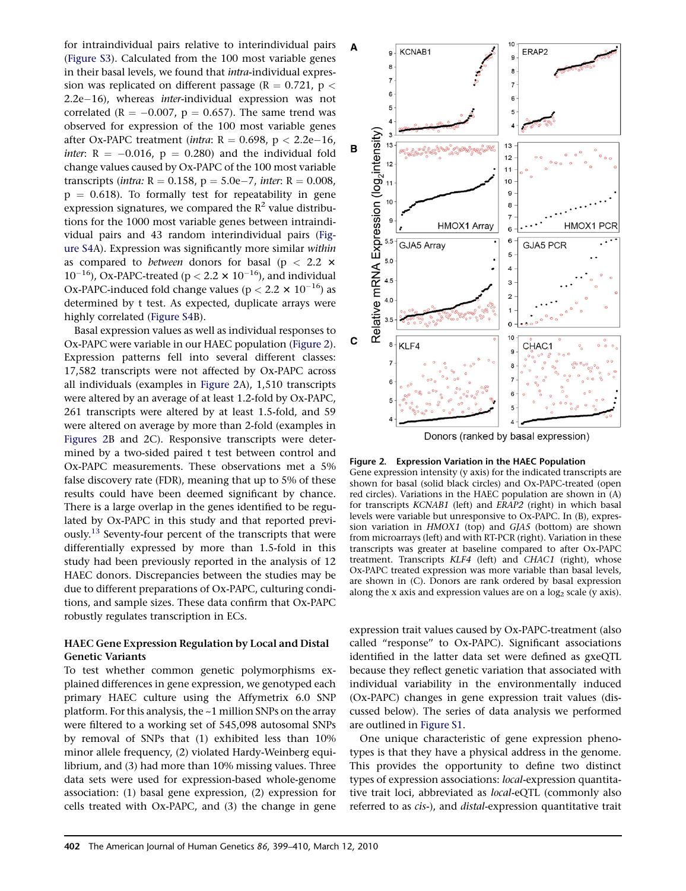for intraindividual pairs relative to interindividual pairs (Figure S3). Calculated from the 100 most variable genes in their basal levels, we found that *intra*-individual expression was replicated on different passage ($R = 0.721$, $p < 2.2e-16$), whereas *inter*-individual expression was not correlated ($R = -0.007$, $p = 0.657$). The same trend was observed for expression of the 100 most variable genes after Ox-PAPC treatment (*intra*: $R = 0.698$, $p < 2.2e-16$, *inter*: $R = -0.016$, $p = 0.280$) and the individual fold change values caused by Ox-PAPC of the 100 most variable transcripts (*intra:* $R = 0.158$, $p = 5.0e-7$, *inter*: $R = 0.008$, $p = 0.618$). To formally test for repeatability in gene expression signatures, we compared the $R^2$ value distributions for the 1000 most variable genes between intraindividual pairs and 43 random interindividual pairs (Figure S4A). Expression was significantly more similar *within* as compared to *between* donors for basal ($p < 2.2 \times 10^{-16}$), Ox-PAPC-treated ($p < 2.2 \times 10^{-16}$), and individual Ox-PAPC-induced fold change values ($p < 2.2 \times 10^{-16}$) as determined by t test. As expected, duplicate arrays were highly correlated (Figure S4B).

Basal expression values as well as individual responses to Ox-PAPC were variable in our HAEC population (Figure 2). Expression patterns fell into several different classes: 17,582 transcripts were not affected by Ox-PAPC across all individuals (examples in Figure 2A), 1,510 transcripts were altered by an average of at least 1.2-fold by Ox-PAPC, 261 transcripts were altered by at least 1.5-fold, and 59 were altered on average by more than 2-fold (examples in Figures 2B and 2C). Responsive transcripts were determined by a two-sided paired t test between control and Ox-PAPC measurements. These observations met a 5% false discovery rate (FDR), meaning that up to 5% of these results could have been deemed significant by chance. There is a large overlap in the genes identified to be regulated by Ox-PAPC in this study and that reported previously.[13] Seventy-four percent of the transcripts that were differentially expressed by more than 1.5-fold in this study had been previously reported in the analysis of 12 HAEC donors. Discrepancies between the studies may be due to different preparations of Ox-PAPC, culturing conditions, and sample sizes. These data confirm that Ox-PAPC robustly regulates transcription in ECs.

**Figure 2. Expression Variation in the HAEC Population**
Gene expression intensity (y axis) for the indicated transcripts are shown for basal (solid black circles) and Ox-PAPC-treated (open red circles). Variations in the HAEC population are shown in (A) for transcripts *KCNAB1* (left) and *ERAP2* (right) in which basal levels were variable but unresponsive to Ox-PAPC. In (B), expression variation in *HMOX1* (top) and *GJA5* (bottom) are shown from microarrays (left) and with RT-PCR (right). Variation in these transcripts was greater at baseline compared to after Ox-PAPC treatment. Transcripts *KLF4* (left) and *CHAC1* (right), whose Ox-PAPC treated expression was more variable than basal levels, are shown in (C). Donors are rank ordered by basal expression along the x axis and expression values are on a $\log_2$ scale (y axis).

### HAEC Gene Expression Regulation by Local and Distal Genetic Variants

To test whether common genetic polymorphisms explained differences in gene expression, we genotyped each primary HAEC culture using the Affymetrix 6.0 SNP platform. For this analysis, the ~1 million SNPs on the array were filtered to a working set of 545,098 autosomal SNPs by removal of SNPs that (1) exhibited less than 10% minor allele frequency, (2) violated Hardy-Weinberg equilibrium, and (3) had more than 10% missing values. Three data sets were used for expression-based whole-genome association: (1) basal gene expression, (2) expression for cells treated with Ox-PAPC, and (3) the change in gene expression trait values caused by Ox-PAPC-treatment (also called "response" to Ox-PAPC). Significant associations identified in the latter data set were defined as gxeQTL because they reflect genetic variation that associated with individual variability in the environmentally induced (Ox-PAPC) changes in gene expression trait values (discussed below). The series of data analysis we performed are outlined in Figure S1.

One unique characteristic of gene expression phenotypes is that they have a physical address in the genome. This provides the opportunity to define two distinct types of expression associations: *local*-expression quantitative trait loci, abbreviated as *local*-eQTL (commonly also referred to as *cis*-), and *distal*-expression quantitative trait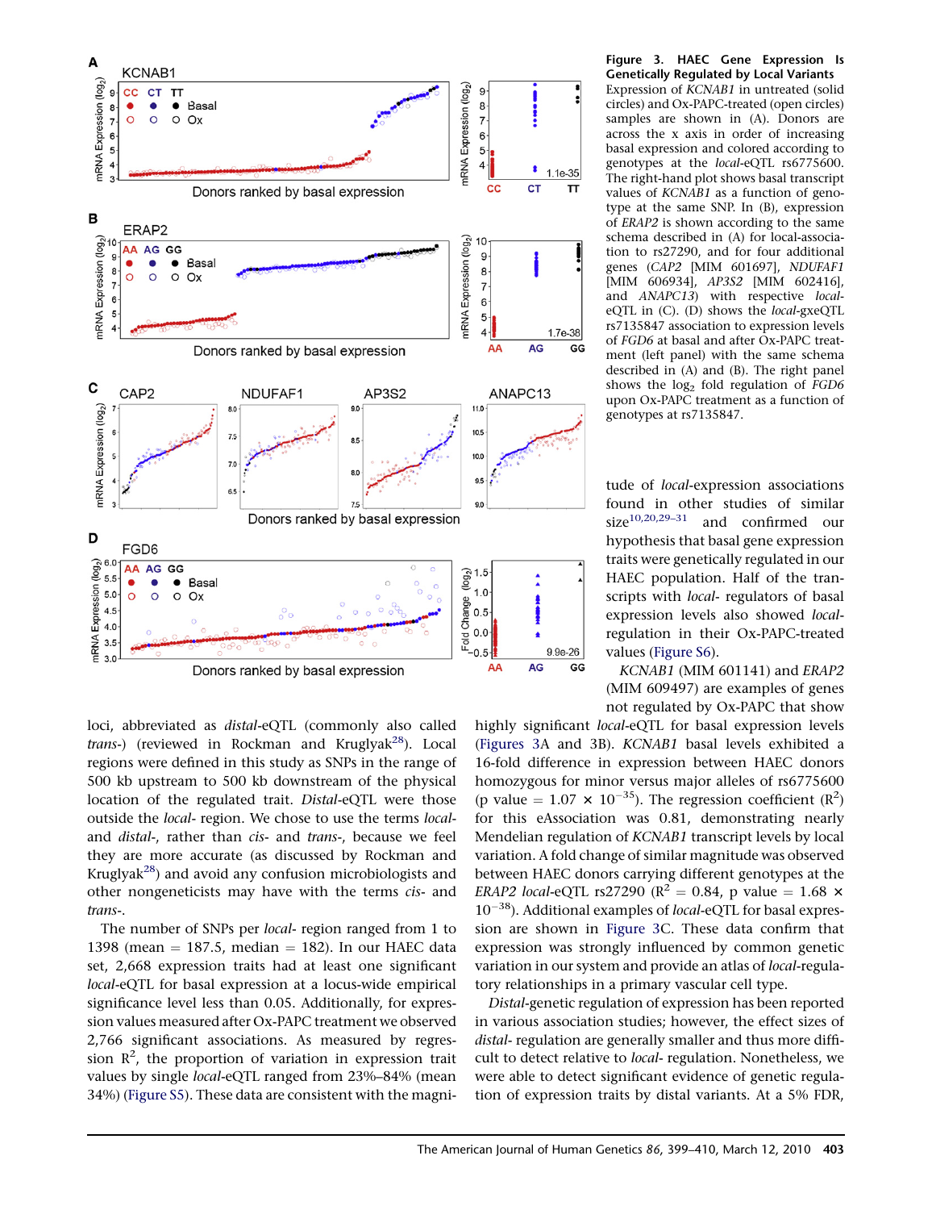**Figure 3. HAEC Gene Expression Is Genetically Regulated by Local Variants**
Expression of *KCNAB1* in untreated (solid circles) and Ox-PAPC-treated (open circles) samples are shown in (A). Donors are across the x axis in order of increasing basal expression and colored according to genotypes at the *local*-eQTL rs6775600. The right-hand plot shows basal transcript values of *KCNAB1* as a function of genotype at the same SNP. In (B), expression of *ERAP2* is shown according to the same schema described in (A) for local-association to rs27290, and for four additional genes (*CAP2* [MIM 601697], *NDUFAF1* [MIM 606934], *AP3S2* [MIM 602416], and *ANAPC13*) with respective *local*-eQTL in (C). (D) shows the *local*-gxeQTL rs7135847 association to expression levels of *FGD6* at basal and after Ox-PAPC treatment (left panel) with the same schema described in (A) and (B). The right panel shows the $\log_2$ fold regulation of *FGD6* upon Ox-PAPC treatment as a function of genotypes at rs7135847.

loci, abbreviated as *distal*-eQTL (commonly also called *trans*-) (reviewed in Rockman and Kruglyak[28]). Local regions were defined in this study as SNPs in the range of 500 kb upstream to 500 kb downstream of the physical location of the regulated trait. *Distal*-eQTL were those outside the *local*- region. We chose to use the terms *local*- and *distal*-, rather than *cis*- and *trans*-, because we feel they are more accurate (as discussed by Rockman and Kruglyak[28]) and avoid any confusion microbiologists and other nongeneticists may have with the terms *cis*- and *trans*-.

The number of SNPs per *local*- region ranged from 1 to 1398 (mean = 187.5, median = 182). In our HAEC data set, 2,668 expression traits had at least one significant *local*-eQTL for basal expression at a locus-wide empirical significance level less than 0.05. Additionally, for expression values measured after Ox-PAPC treatment we observed 2,766 significant associations. As measured by regression $R^2$, the proportion of variation in expression trait values by single *local*-eQTL ranged from 23%–84% (mean 34%) (Figure S5). These data are consistent with the magnitude of *local*-expression associations found in other studies of similar size[10,20,29–31] and confirmed our hypothesis that basal gene expression traits were genetically regulated in our HAEC population. Half of the transcripts with *local*- regulators of basal expression levels also showed *local*-regulation in their Ox-PAPC-treated values (Figure S6).

*KCNAB1* (MIM 601141) and *ERAP2* (MIM 609497) are examples of genes not regulated by Ox-PAPC that show highly significant *local*-eQTL for basal expression levels (Figures 3A and 3B). *KCNAB1* basal levels exhibited a 16-fold difference in expression between HAEC donors homozygous for minor versus major alleles of rs6775600 (p value = $1.07 \times 10^{-35}$). The regression coefficient ($R^2$) for this eAssociation was 0.81, demonstrating nearly Mendelian regulation of *KCNAB1* transcript levels by local variation. A fold change of similar magnitude was observed between HAEC donors carrying different genotypes at the *ERAP2* *local*-eQTL rs27290 ($R^2$ = 0.84, p value = $1.68 \times 10^{-38}$). Additional examples of *local*-eQTL for basal expression are shown in Figure 3C. These data confirm that expression was strongly influenced by common genetic variation in our system and provide an atlas of *local*-regulatory relationships in a primary vascular cell type.

*Distal*-genetic regulation of expression has been reported in various association studies; however, the effect sizes of *distal*- regulation are generally smaller and thus more difficult to detect relative to *local*- regulation. Nonetheless, we were able to detect significant evidence of genetic regulation of expression traits by distal variants. At a 5% FDR,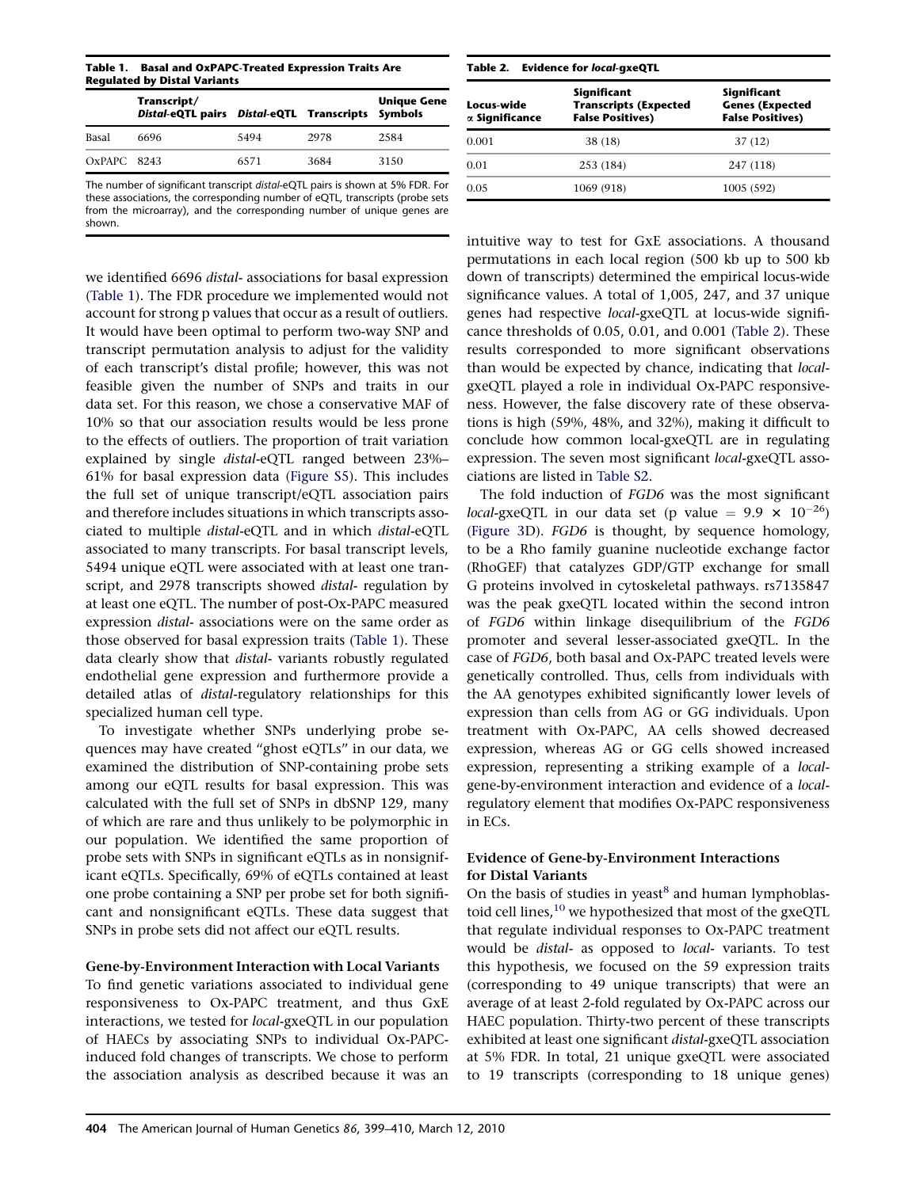**Table 1. Basal and OxPAPC-Treated Expression Traits Are Regulated by Distal Variants**

| | Transcript/ *Distal*-eQTL pairs | *Distal*-eQTL | Transcripts | Unique Gene Symbols |
|---|---|---|---|---|
| Basal | 6696 | 5494 | 2978 | 2584 |
| OxPAPC | 8243 | 6571 | 3684 | 3150 |

The number of significant transcript *distal*-eQTL pairs is shown at 5% FDR. For these associations, the corresponding number of eQTL, transcripts (probe sets from the microarray), and the corresponding number of unique genes are shown.

we identified 6696 *distal*- associations for basal expression (Table 1). The FDR procedure we implemented would not account for strong p values that occur as a result of outliers. It would have been optimal to perform two-way SNP and transcript permutation analysis to adjust for the validity of each transcript's distal profile; however, this was not feasible given the number of SNPs and traits in our data set. For this reason, we chose a conservative MAF of 10% so that our association results would be less prone to the effects of outliers. The proportion of trait variation explained by single *distal*-eQTL ranged between 23%–61% for basal expression data (Figure S5). This includes the full set of unique transcript/eQTL association pairs and therefore includes situations in which transcripts associated to multiple *distal*-eQTL and in which *distal*-eQTL associated to many transcripts. For basal transcript levels, 5494 unique eQTL were associated with at least one transcript, and 2978 transcripts showed *distal*- regulation by at least one eQTL. The number of post-Ox-PAPC measured expression *distal*- associations were on the same order as those observed for basal expression traits (Table 1). These data clearly show that *distal*- variants robustly regulated endothelial gene expression and furthermore provide a detailed atlas of *distal*-regulatory relationships for this specialized human cell type.

To investigate whether SNPs underlying probe sequences may have created "ghost eQTLs" in our data, we examined the distribution of SNP-containing probe sets among our eQTL results for basal expression. This was calculated with the full set of SNPs in dbSNP 129, many of which are rare and thus unlikely to be polymorphic in our population. We identified the same proportion of probe sets with SNPs in significant eQTLs as in nonsignificant eQTLs. Specifically, 69% of eQTLs contained at least one probe containing a SNP per probe set for both significant and nonsignificant eQTLs. These data suggest that SNPs in probe sets did not affect our eQTL results.

### Gene-by-Environment Interaction with Local Variants

To find genetic variations associated to individual gene responsiveness to Ox-PAPC treatment, and thus GxE interactions, we tested for *local*-gxeQTL in our population of HAECs by associating SNPs to individual Ox-PAPC-induced fold changes of transcripts. We chose to perform the association analysis as described because it was an intuitive way to test for GxE associations. A thousand permutations in each local region (500 kb up to 500 kb down of transcripts) determined the empirical locus-wide significance values. A total of 1,005, 247, and 37 unique genes had respective *local*-gxeQTL at locus-wide significance thresholds of 0.05, 0.01, and 0.001 (Table 2). These results corresponded to more significant observations than would be expected by chance, indicating that *local*-gxeQTL played a role in individual Ox-PAPC responsiveness. However, the false discovery rate of these observations is high (59%, 48%, and 32%), making it difficult to conclude how common local-gxeQTL are in regulating expression. The seven most significant *local*-gxeQTL associations are listed in Table S2.

**Table 2. Evidence for *local*-gxeQTL**

| Locus-wide $\alpha$ Significance | Significant Transcripts (Expected False Positives) | Significant Genes (Expected False Positives) |
|---|---|---|
| 0.001 | 38 (18) | 37 (12) |
| 0.01 | 253 (184) | 247 (118) |
| 0.05 | 1069 (918) | 1005 (592) |

The fold induction of *FGD6* was the most significant *local*-gxeQTL in our data set (p value = $9.9 \times 10^{-26}$) (Figure 3D). *FGD6* is thought, by sequence homology, to be a Rho family guanine nucleotide exchange factor (RhoGEF) that catalyzes GDP/GTP exchange for small G proteins involved in cytoskeletal pathways. rs7135847 was the peak gxeQTL located within the second intron of *FGD6* within linkage disequilibrium of the *FGD6* promoter and several lesser-associated gxeQTL. In the case of *FGD6*, both basal and Ox-PAPC treated levels were genetically controlled. Thus, cells from individuals with the AA genotypes exhibited significantly lower levels of expression than cells from AG or GG individuals. Upon treatment with Ox-PAPC, AA cells showed decreased expression, whereas AG or GG cells showed increased expression, representing a striking example of a *local*-gene-by-environment interaction and evidence of a *local*-regulatory element that modifies Ox-PAPC responsiveness in ECs.

### Evidence of Gene-by-Environment Interactions for Distal Variants

On the basis of studies in yeast[8] and human lymphoblastoid cell lines,[10] we hypothesized that most of the gxeQTL that regulate individual responses to Ox-PAPC treatment would be *distal*- as opposed to *local*- variants. To test this hypothesis, we focused on the 59 expression traits (corresponding to 49 unique transcripts) that were an average of at least 2-fold regulated by Ox-PAPC across our HAEC population. Thirty-two percent of these transcripts exhibited at least one significant *distal*-gxeQTL association at 5% FDR. In total, 21 unique gxeQTL were associated to 19 transcripts (corresponding to 18 unique genes)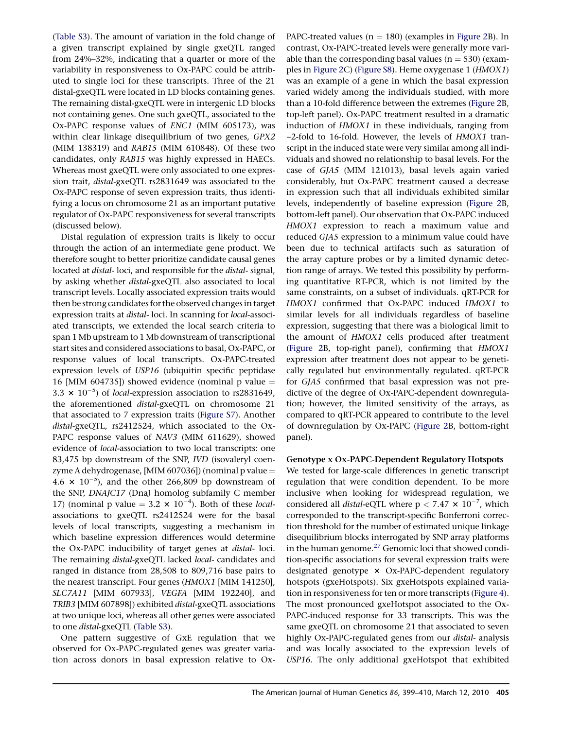(Table S3). The amount of variation in the fold change of a given transcript explained by single gxeQTL ranged from 24%–32%, indicating that a quarter or more of the variability in responsiveness to Ox-PAPC could be attributed to single loci for these transcripts. Three of the 21 distal-gxeQTL were located in LD blocks containing genes. The remaining distal-gxeQTL were in intergenic LD blocks not containing genes. One such gxeQTL, associated to the Ox-PAPC response values of *ENC1* (MIM 605173), was within clear linkage disequilibrium of two genes, *GPX2* (MIM 138319) and *RAB15* (MIM 610848). Of these two candidates, only *RAB15* was highly expressed in HAECs. Whereas most gxeQTL were only associated to one expression trait, *distal*-gxeQTL rs2831649 was associated to the Ox-PAPC response of seven expression traits, thus identifying a locus on chromosome 21 as an important putative regulator of Ox-PAPC responsiveness for several transcripts (discussed below).

Distal regulation of expression traits is likely to occur through the action of an intermediate gene product. We therefore sought to better prioritize candidate causal genes located at *distal*- loci, and responsible for the *distal*- signal, by asking whether *distal*-gxeQTL also associated to local transcript levels. Locally associated expression traits would then be strong candidates for the observed changes in target expression traits at *distal*- loci. In scanning for *local*-associated transcripts, we extended the local search criteria to span 1 Mb upstream to 1 Mb downstream of transcriptional start sites and considered associations to basal, Ox-PAPC, or response values of local transcripts. Ox-PAPC-treated expression levels of *USP16* (ubiquitin specific peptidase 16 [MIM 604735]) showed evidence (nominal p value = $3.3 \times 10^{-5}$) of *local*-expression association to rs2831649, the aforementioned *distal*-gxeQTL on chromosome 21 that associated to 7 expression traits (Figure S7). Another *distal*-gxeQTL, rs2412524, which associated to the Ox-PAPC response values of *NAV3* (MIM 611629), showed evidence of *local*-association to two local transcripts: one 83,475 bp downstream of the SNP, *IVD* (isovaleryl coenzyme A dehydrogenase, [MIM 607036]) (nominal p value = $4.6 \times 10^{-5}$), and the other 266,809 bp downstream of the SNP, *DNAJC17* (DnaJ homolog subfamily C member 17) (nominal p value = $3.2 \times 10^{-4}$). Both of these *local*-associations to gxeQTL rs2412524 were for the basal levels of local transcripts, suggesting a mechanism in which baseline expression differences would determine the Ox-PAPC inducibility of target genes at *distal*- loci. The remaining *distal*-gxeQTL lacked *local*- candidates and ranged in distance from 28,508 to 809,716 base pairs to the nearest transcript. Four genes (*HMOX1* [MIM 141250], *SLC7A11* [MIM 607933], *VEGFA* [MIM 192240], and *TRIB3* [MIM 607898]) exhibited *distal*-gxeQTL associations at two unique loci, whereas all other genes were associated to one *distal*-gxeQTL (Table S3).

One pattern suggestive of GxE regulation that we observed for Ox-PAPC-regulated genes was greater variation across donors in basal expression relative to Ox-PAPC-treated values (n = 180) (examples in Figure 2B). In contrast, Ox-PAPC-treated levels were generally more variable than the corresponding basal values (n = 530) (examples in Figure 2C) (Figure S8). Heme oxygenase 1 (*HMOX1*) was an example of a gene in which the basal expression varied widely among the individuals studied, with more than a 10-fold difference between the extremes (Figure 2B, top-left panel). Ox-PAPC treatment resulted in a dramatic induction of *HMOX1* in these individuals, ranging from ~2-fold to 16-fold. However, the levels of *HMOX1* transcript in the induced state were very similar among all individuals and showed no relationship to basal levels. For the case of *GJA5* (MIM 121013), basal levels again varied considerably, but Ox-PAPC treatment caused a decrease in expression such that all individuals exhibited similar levels, independently of baseline expression (Figure 2B, bottom-left panel). Our observation that Ox-PAPC induced *HMOX1* expression to reach a maximum value and reduced *GJA5* expression to a minimum value could have been due to technical artifacts such as saturation of the array capture probes or by a limited dynamic detection range of arrays. We tested this possibility by performing quantitative RT-PCR, which is not limited by the same constraints, on a subset of individuals. qRT-PCR for *HMOX1* confirmed that Ox-PAPC induced *HMOX1* to similar levels for all individuals regardless of baseline expression, suggesting that there was a biological limit to the amount of *HMOX1* cells produced after treatment (Figure 2B, top-right panel), confirming that *HMOX1* expression after treatment does not appear to be genetically regulated but environmentally regulated. qRT-PCR for *GJA5* confirmed that basal expression was not predictive of the degree of Ox-PAPC-dependent downregulation; however, the limited sensitivity of the arrays, as compared to qRT-PCR appeared to contribute to the level of downregulation by Ox-PAPC (Figure 2B, bottom-right panel).

### Genotype x Ox-PAPC-Dependent Regulatory Hotspots

We tested for large-scale differences in genetic transcript regulation that were condition dependent. To be more inclusive when looking for widespread regulation, we considered all *distal*-eQTL where $p < 7.47 \times 10^{-7}$, which corresponded to the transcript-specific Bonferroni correction threshold for the number of estimated unique linkage disequilibrium blocks interrogated by SNP array platforms in the human genome.[27] Genomic loci that showed condition-specific associations for several expression traits were designated genotype × Ox-PAPC-dependent regulatory hotspots (gxeHotspots). Six gxeHotspots explained variation in responsiveness for ten or more transcripts (Figure 4). The most pronounced gxeHotspot associated to the Ox-PAPC-induced response for 33 transcripts. This was the same gxeQTL on chromosome 21 that associated to seven highly Ox-PAPC-regulated genes from our *distal*- analysis and was locally associated to the expression levels of *USP16*. The only additional gxeHotspot that exhibited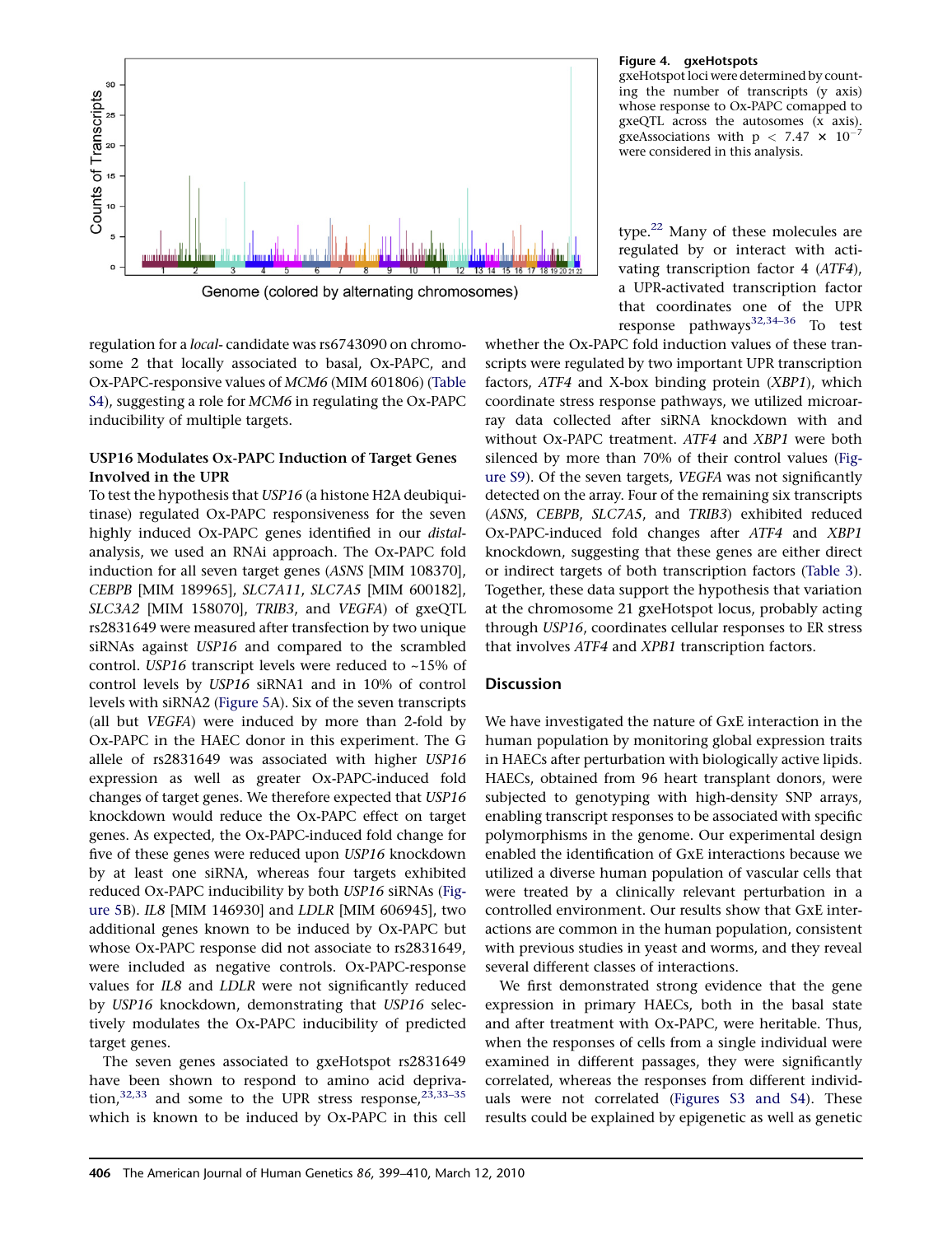**Figure 4. gxeHotspots**
gxeHotspot loci were determined by counting the number of transcripts (y axis) whose response to Ox-PAPC comapped to gxeQTL across the autosomes (x axis). gxeAssociations with $p < 7.47 \times 10^{-7}$ were considered in this analysis.

regulation for a *local*- candidate was rs6743090 on chromosome 2 that locally associated to basal, Ox-PAPC, and Ox-PAPC-responsive values of *MCM6* (MIM 601806) (Table S4), suggesting a role for *MCM6* in regulating the Ox-PAPC inducibility of multiple targets.

### USP16 Modulates Ox-PAPC Induction of Target Genes Involved in the UPR

To test the hypothesis that *USP16* (a histone H2A deubiquitinase) regulated Ox-PAPC responsiveness for the seven highly induced Ox-PAPC genes identified in our *distal*-analysis, we used an RNAi approach. The Ox-PAPC fold induction for all seven target genes (*ASNS* [MIM 108370], *CEBPB* [MIM 189965], *SLC7A11*, *SLC7A5* [MIM 600182], *SLC3A2* [MIM 158070], *TRIB3*, and *VEGFA*) of gxeQTL rs2831649 were measured after transfection by two unique siRNAs against *USP16* and compared to the scrambled control. *USP16* transcript levels were reduced to ~15% of control levels by *USP16* siRNA1 and in 10% of control levels with siRNA2 (Figure 5A). Six of the seven transcripts (all but *VEGFA*) were induced by more than 2-fold by Ox-PAPC in the HAEC donor in this experiment. The G allele of rs2831649 was associated with higher *USP16* expression as well as greater Ox-PAPC-induced fold changes of target genes. We therefore expected that *USP16* knockdown would reduce the Ox-PAPC effect on target genes. As expected, the Ox-PAPC-induced fold change for five of these genes were reduced upon *USP16* knockdown by at least one siRNA, whereas four targets exhibited reduced Ox-PAPC inducibility by both *USP16* siRNAs (Figure 5B). *IL8* [MIM 146930] and *LDLR* [MIM 606945], two additional genes known to be induced by Ox-PAPC but whose Ox-PAPC response did not associate to rs2831649, were included as negative controls. Ox-PAPC-response values for *IL8* and *LDLR* were not significantly reduced by *USP16* knockdown, demonstrating that *USP16* selectively modulates the Ox-PAPC inducibility of predicted target genes.

The seven genes associated to gxeHotspot rs2831649 have been shown to respond to amino acid deprivation,[32,33] and some to the UPR stress response,[23,33–35] which is known to be induced by Ox-PAPC in this cell type.[22] Many of these molecules are regulated by or interact with activating transcription factor 4 (*ATF4*), a UPR-activated transcription factor that coordinates one of the UPR response pathways[32,34–36] To test whether the Ox-PAPC fold induction values of these transcripts were regulated by two important UPR transcription factors, *ATF4* and X-box binding protein (*XBP1*), which coordinate stress response pathways, we utilized microarray data collected after siRNA knockdown with and without Ox-PAPC treatment. *ATF4* and *XBP1* were both silenced by more than 70% of their control values (Figure S9). Of the seven targets, *VEGFA* was not significantly detected on the array. Four of the remaining six transcripts (*ASNS*, *CEBPB*, *SLC7A5*, and *TRIB3*) exhibited reduced Ox-PAPC-induced fold changes after *ATF4* and *XBP1* knockdown, suggesting that these genes are either direct or indirect targets of both transcription factors (Table 3). Together, these data support the hypothesis that variation at the chromosome 21 gxeHotspot locus, probably acting through *USP16*, coordinates cellular responses to ER stress that involves *ATF4* and *XPB1* transcription factors.

## Discussion

We have investigated the nature of GxE interaction in the human population by monitoring global expression traits in HAECs after perturbation with biologically active lipids. HAECs, obtained from 96 heart transplant donors, were subjected to genotyping with high-density SNP arrays, enabling transcript responses to be associated with specific polymorphisms in the genome. Our experimental design enabled the identification of GxE interactions because we utilized a diverse human population of vascular cells that were treated by a clinically relevant perturbation in a controlled environment. Our results show that GxE interactions are common in the human population, consistent with previous studies in yeast and worms, and they reveal several different classes of interactions.

We first demonstrated strong evidence that the gene expression in primary HAECs, both in the basal state and after treatment with Ox-PAPC, were heritable. Thus, when the responses of cells from a single individual were examined in different passages, they were significantly correlated, whereas the responses from different individuals were not correlated (Figures S3 and S4). These results could be explained by epigenetic as well as genetic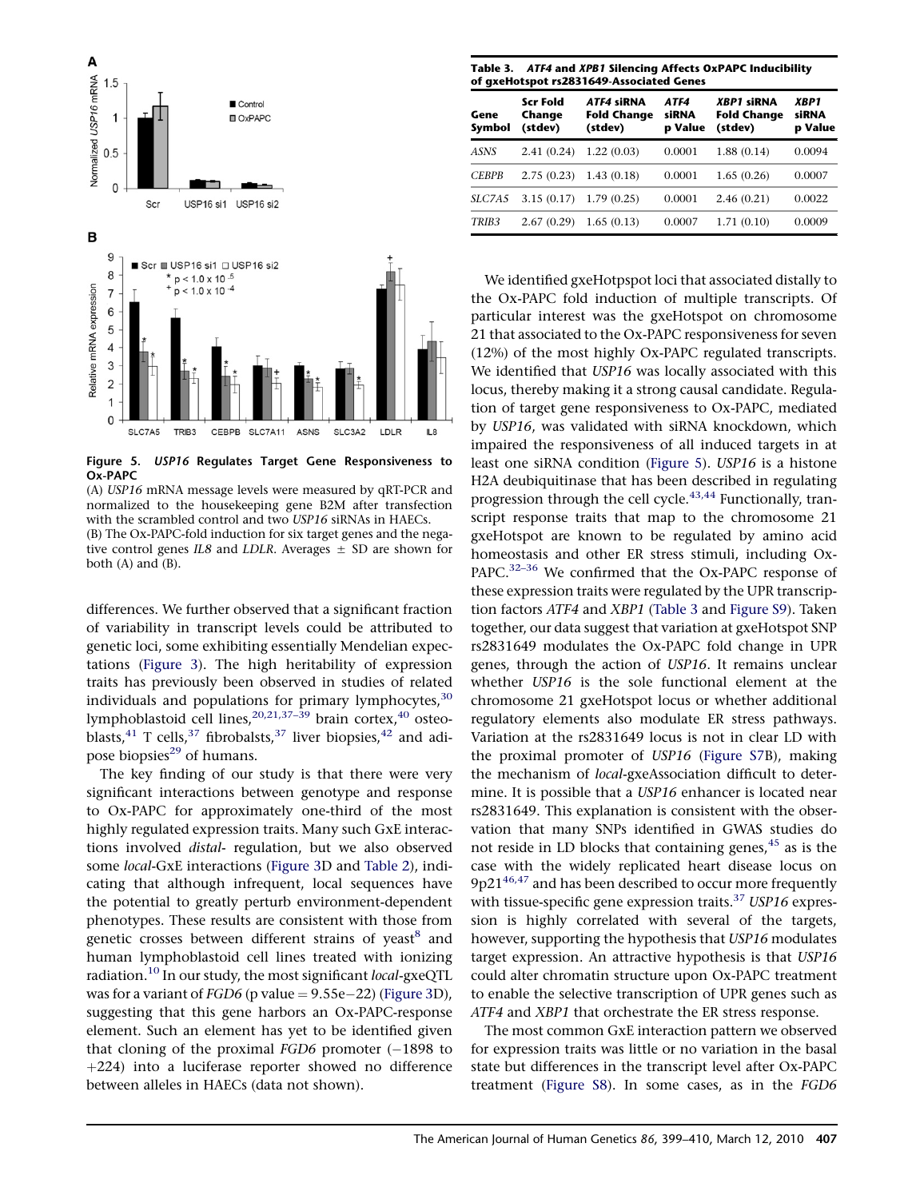**Figure 5. *USP16* Regulates Target Gene Responsiveness to Ox-PAPC**

(A) *USP16* mRNA message levels were measured by qRT-PCR and normalized to the housekeeping gene B2M after transfection with the scrambled control and two *USP16* siRNAs in HAECs.
(B) The Ox-PAPC-fold induction for six target genes and the negative control genes *IL8* and *LDLR*. Averages ± SD are shown for both (A) and (B).

differences. We further observed that a significant fraction of variability in transcript levels could be attributed to genetic loci, some exhibiting essentially Mendelian expectations (Figure 3). The high heritability of expression traits has previously been observed in studies of related individuals and populations for primary lymphocytes,[30] lymphoblastoid cell lines,[20,21,37–39] brain cortex,[40] osteoblasts,[41] T cells,[37] fibrobalsts,[37] liver biopsies,[42] and adipose biopsies[29] of humans.

The key finding of our study is that there were very significant interactions between genotype and response to Ox-PAPC for approximately one-third of the most highly regulated expression traits. Many such GxE interactions involved *distal*- regulation, but we also observed some *local*-GxE interactions (Figure 3D and Table 2), indicating that although infrequent, local sequences have the potential to greatly perturb environment-dependent phenotypes. These results are consistent with those from genetic crosses between different strains of yeast[8] and human lymphoblastoid cell lines treated with ionizing radiation.[10] In our study, the most significant *local*-gxeQTL was for a variant of *FGD6* (p value = 9.55e−22) (Figure 3D), suggesting that this gene harbors an Ox-PAPC-response element. Such an element has yet to be identified given that cloning of the proximal *FGD6* promoter (−1898 to +224) into a luciferase reporter showed no difference between alleles in HAECs (data not shown).

**Table 3. *ATF4* and *XPB1* Silencing Affects OxPAPC Inducibility of gxeHotspot rs2831649-Associated Genes**

| Gene Symbol | Scr Fold Change (stdev) | *ATF4* siRNA Fold Change (stdev) | *ATF4* siRNA p Value | *XBP1* siRNA Fold Change (stdev) | *XBP1* siRNA p Value |
|---|---|---|---|---|---|
| *ASNS* | 2.41 (0.24) | 1.22 (0.03) | 0.0001 | 1.88 (0.14) | 0.0094 |
| *CEBPB* | 2.75 (0.23) | 1.43 (0.18) | 0.0001 | 1.65 (0.26) | 0.0007 |
| *SLC7A5* | 3.15 (0.17) | 1.79 (0.25) | 0.0001 | 2.46 (0.21) | 0.0022 |
| *TRIB3* | 2.67 (0.29) | 1.65 (0.13) | 0.0007 | 1.71 (0.10) | 0.0009 |

We identified gxeHotpspot loci that associated distally to the Ox-PAPC fold induction of multiple transcripts. Of particular interest was the gxeHotspot on chromosome 21 that associated to the Ox-PAPC responsiveness for seven (12%) of the most highly Ox-PAPC regulated transcripts. We identified that *USP16* was locally associated with this locus, thereby making it a strong causal candidate. Regulation of target gene responsiveness to Ox-PAPC, mediated by *USP16*, was validated with siRNA knockdown, which impaired the responsiveness of all induced targets in at least one siRNA condition (Figure 5). *USP16* is a histone H2A deubiquitinase that has been described in regulating progression through the cell cycle.[43,44] Functionally, transcript response traits that map to the chromosome 21 gxeHotspot are known to be regulated by amino acid homeostasis and other ER stress stimuli, including Ox-PAPC.[32–36] We confirmed that the Ox-PAPC response of these expression traits were regulated by the UPR transcription factors *ATF4* and *XBP1* (Table 3 and Figure S9). Taken together, our data suggest that variation at gxeHotspot SNP rs2831649 modulates the Ox-PAPC fold change in UPR genes, through the action of *USP16*. It remains unclear whether *USP16* is the sole functional element at the chromosome 21 gxeHotspot locus or whether additional regulatory elements also modulate ER stress pathways. Variation at the rs2831649 locus is not in clear LD with the proximal promoter of *USP16* (Figure S7B), making the mechanism of *local*-gxeAssociation difficult to determine. It is possible that a *USP16* enhancer is located near rs2831649. This explanation is consistent with the observation that many SNPs identified in GWAS studies do not reside in LD blocks that containing genes,[45] as is the case with the widely replicated heart disease locus on 9p21[46,47] and has been described to occur more frequently with tissue-specific gene expression traits.[37] *USP16* expression is highly correlated with several of the targets, however, supporting the hypothesis that *USP16* modulates target expression. An attractive hypothesis is that *USP16* could alter chromatin structure upon Ox-PAPC treatment to enable the selective transcription of UPR genes such as *ATF4* and *XBP1* that orchestrate the ER stress response.

The most common GxE interaction pattern we observed for expression traits was little or no variation in the basal state but differences in the transcript level after Ox-PAPC treatment (Figure S8). In some cases, as in the *FGD6*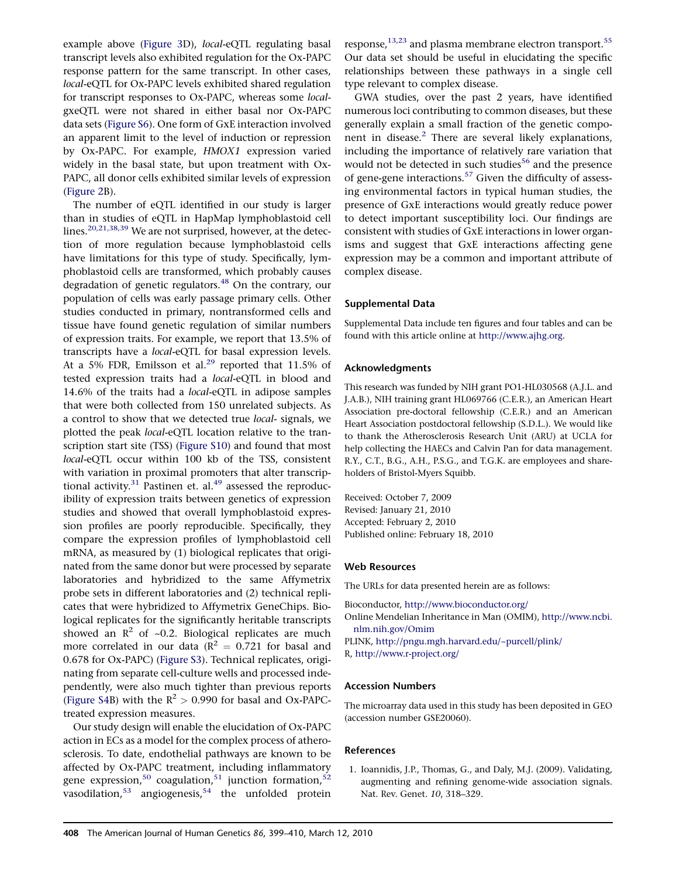example above (Figure 3D), *local*-eQTL regulating basal transcript levels also exhibited regulation for the Ox-PAPC response pattern for the same transcript. In other cases, *local*-eQTL for Ox-PAPC levels exhibited shared regulation for transcript responses to Ox-PAPC, whereas some *local*-gxeQTL were not shared in either basal nor Ox-PAPC data sets (Figure S6). One form of GxE interaction involved an apparent limit to the level of induction or repression by Ox-PAPC. For example, *HMOX1* expression varied widely in the basal state, but upon treatment with Ox-PAPC, all donor cells exhibited similar levels of expression (Figure 2B).

The number of eQTL identified in our study is larger than in studies of eQTL in HapMap lymphoblastoid cell lines.[20,21,38,39] We are not surprised, however, at the detection of more regulation because lymphoblastoid cells have limitations for this type of study. Specifically, lymphoblastoid cells are transformed, which probably causes degradation of genetic regulators.[48] On the contrary, our population of cells was early passage primary cells. Other studies conducted in primary, nontransformed cells and tissue have found genetic regulation of similar numbers of expression traits. For example, we report that 13.5% of transcripts have a *local*-eQTL for basal expression levels. At a 5% FDR, Emilsson et al.[29] reported that 11.5% of tested expression traits had a *local*-eQTL in blood and 14.6% of the traits had a *local*-eQTL in adipose samples that were both collected from 150 unrelated subjects. As a control to show that we detected true *local*- signals, we plotted the peak *local*-eQTL location relative to the transcription start site (TSS) (Figure S10) and found that most *local*-eQTL occur within 100 kb of the TSS, consistent with variation in proximal promoters that alter transcriptional activity.[31] Pastinen et. al.[49] assessed the reproducibility of expression traits between genetics of expression studies and showed that overall lymphoblastoid expression profiles are poorly reproducible. Specifically, they compare the expression profiles of lymphoblastoid cell mRNA, as measured by (1) biological replicates that originated from the same donor but were processed by separate laboratories and hybridized to the same Affymetrix probe sets in different laboratories and (2) technical replicates that were hybridized to Affymetrix GeneChips. Biological replicates for the significantly heritable transcripts showed an $R^2$ of ~0.2. Biological replicates are much more correlated in our data ($R^2 = 0.721$ for basal and 0.678 for Ox-PAPC) (Figure S3). Technical replicates, originating from separate cell-culture wells and processed independently, were also much tighter than previous reports (Figure S4B) with the $R^2 > 0.990$ for basal and Ox-PAPC-treated expression measures.

Our study design will enable the elucidation of Ox-PAPC action in ECs as a model for the complex process of atherosclerosis. To date, endothelial pathways are known to be affected by Ox-PAPC treatment, including inflammatory gene expression,[50] coagulation,[51] junction formation,[52] vasodilation,[53] angiogenesis,[54] the unfolded protein response,[13,23] and plasma membrane electron transport.[55] Our data set should be useful in elucidating the specific relationships between these pathways in a single cell type relevant to complex disease.

GWA studies, over the past 2 years, have identified numerous loci contributing to common diseases, but these generally explain a small fraction of the genetic component in disease.[2] There are several likely explanations, including the importance of relatively rare variation that would not be detected in such studies[56] and the presence of gene-gene interactions.[57] Given the difficulty of assessing environmental factors in typical human studies, the presence of GxE interactions would greatly reduce power to detect important susceptibility loci. Our findings are consistent with studies of GxE interactions in lower organisms and suggest that GxE interactions affecting gene expression may be a common and important attribute of complex disease.

## Supplemental Data

Supplemental Data include ten figures and four tables and can be found with this article online at http://www.ajhg.org.

## Acknowledgments

This research was funded by NIH grant PO1-HL030568 (A.J.L. and J.A.B.), NIH training grant HL069766 (C.E.R.), an American Heart Association pre-doctoral fellowship (C.E.R.) and an American Heart Association postdoctoral fellowship (S.D.L.). We would like to thank the Atherosclerosis Research Unit (ARU) at UCLA for help collecting the HAECs and Calvin Pan for data management. R.Y., C.T., B.G., A.H., P.S.G., and T.G.K. are employees and shareholders of Bristol-Myers Squibb.

Received: October 7, 2009
Revised: January 21, 2010
Accepted: February 2, 2010
Published online: February 18, 2010

## Web Resources

The URLs for data presented herein are as follows:

Bioconductor, http://www.bioconductor.org/
Online Mendelian Inheritance in Man (OMIM), http://www.ncbi.nlm.nih.gov/Omim
PLINK, http://pngu.mgh.harvard.edu/~purcell/plink/
R, http://www.r-project.org/

## Accession Numbers

The microarray data used in this study has been deposited in GEO (accession number GSE20060).

## References

1. Ioannidis, J.P., Thomas, G., and Daly, M.J. (2009). Validating, augmenting and refining genome-wide association signals. Nat. Rev. Genet. *10*, 318–329.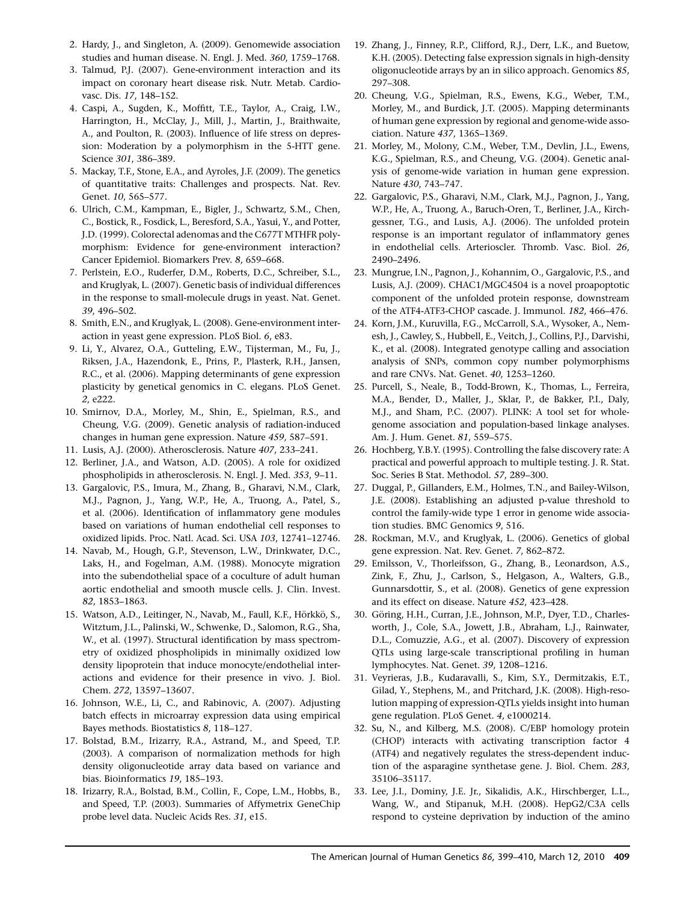2. Hardy, J., and Singleton, A. (2009). Genomewide association studies and human disease. N. Engl. J. Med. *360*, 1759–1768.
3. Talmud, P.J. (2007). Gene-environment interaction and its impact on coronary heart disease risk. Nutr. Metab. Cardiovasc. Dis. *17*, 148–152.
4. Caspi, A., Sugden, K., Moffitt, T.E., Taylor, A., Craig, I.W., Harrington, H., McClay, J., Mill, J., Martin, J., Braithwaite, A., and Poulton, R. (2003). Influence of life stress on depression: Moderation by a polymorphism in the 5-HTT gene. Science *301*, 386–389.
5. Mackay, T.F., Stone, E.A., and Ayroles, J.F. (2009). The genetics of quantitative traits: Challenges and prospects. Nat. Rev. Genet. *10*, 565–577.
6. Ulrich, C.M., Kampman, E., Bigler, J., Schwartz, S.M., Chen, C., Bostick, R., Fosdick, L., Beresford, S.A., Yasui, Y., and Potter, J.D. (1999). Colorectal adenomas and the C677T MTHFR polymorphism: Evidence for gene-environment interaction? Cancer Epidemiol. Biomarkers Prev. *8*, 659–668.
7. Perlstein, E.O., Ruderfer, D.M., Roberts, D.C., Schreiber, S.L., and Kruglyak, L. (2007). Genetic basis of individual differences in the response to small-molecule drugs in yeast. Nat. Genet. *39*, 496–502.
8. Smith, E.N., and Kruglyak, L. (2008). Gene-environment interaction in yeast gene expression. PLoS Biol. *6*, e83.
9. Li, Y., Alvarez, O.A., Gutteling, E.W., Tijsterman, M., Fu, J., Riksen, J.A., Hazendonk, E., Prins, P., Plasterk, R.H., Jansen, R.C., et al. (2006). Mapping determinants of gene expression plasticity by genetical genomics in C. elegans. PLoS Genet. *2*, e222.
10. Smirnov, D.A., Morley, M., Shin, E., Spielman, R.S., and Cheung, V.G. (2009). Genetic analysis of radiation-induced changes in human gene expression. Nature *459*, 587–591.
11. Lusis, A.J. (2000). Atherosclerosis. Nature *407*, 233–241.
12. Berliner, J.A., and Watson, A.D. (2005). A role for oxidized phospholipids in atherosclerosis. N. Engl. J. Med. *353*, 9–11.
13. Gargalovic, P.S., Imura, M., Zhang, B., Gharavi, N.M., Clark, M.J., Pagnon, J., Yang, W.P., He, A., Truong, A., Patel, S., et al. (2006). Identification of inflammatory gene modules based on variations of human endothelial cell responses to oxidized lipids. Proc. Natl. Acad. Sci. USA *103*, 12741–12746.
14. Navab, M., Hough, G.P., Stevenson, L.W., Drinkwater, D.C., Laks, H., and Fogelman, A.M. (1988). Monocyte migration into the subendothelial space of a coculture of adult human aortic endothelial and smooth muscle cells. J. Clin. Invest. *82*, 1853–1863.
15. Watson, A.D., Leitinger, N., Navab, M., Faull, K.F., Hörkkö, S., Witztum, J.L., Palinski, W., Schwenke, D., Salomon, R.G., Sha, W., et al. (1997). Structural identification by mass spectrometry of oxidized phospholipids in minimally oxidized low density lipoprotein that induce monocyte/endothelial interactions and evidence for their presence in vivo. J. Biol. Chem. *272*, 13597–13607.
16. Johnson, W.E., Li, C., and Rabinovic, A. (2007). Adjusting batch effects in microarray expression data using empirical Bayes methods. Biostatistics *8*, 118–127.
17. Bolstad, B.M., Irizarry, R.A., Astrand, M., and Speed, T.P. (2003). A comparison of normalization methods for high density oligonucleotide array data based on variance and bias. Bioinformatics *19*, 185–193.
18. Irizarry, R.A., Bolstad, B.M., Collin, F., Cope, L.M., Hobbs, B., and Speed, T.P. (2003). Summaries of Affymetrix GeneChip probe level data. Nucleic Acids Res. *31*, e15.
19. Zhang, J., Finney, R.P., Clifford, R.J., Derr, L.K., and Buetow, K.H. (2005). Detecting false expression signals in high-density oligonucleotide arrays by an in silico approach. Genomics *85*, 297–308.
20. Cheung, V.G., Spielman, R.S., Ewens, K.G., Weber, T.M., Morley, M., and Burdick, J.T. (2005). Mapping determinants of human gene expression by regional and genome-wide association. Nature *437*, 1365–1369.
21. Morley, M., Molony, C.M., Weber, T.M., Devlin, J.L., Ewens, K.G., Spielman, R.S., and Cheung, V.G. (2004). Genetic analysis of genome-wide variation in human gene expression. Nature *430*, 743–747.
22. Gargalovic, P.S., Gharavi, N.M., Clark, M.J., Pagnon, J., Yang, W.P., He, A., Truong, A., Baruch-Oren, T., Berliner, J.A., Kirchgessner, T.G., and Lusis, A.J. (2006). The unfolded protein response is an important regulator of inflammatory genes in endothelial cells. Arterioscler. Thromb. Vasc. Biol. *26*, 2490–2496.
23. Mungrue, I.N., Pagnon, J., Kohannim, O., Gargalovic, P.S., and Lusis, A.J. (2009). CHAC1/MGC4504 is a novel proapoptotic component of the unfolded protein response, downstream of the ATF4-ATF3-CHOP cascade. J. Immunol. *182*, 466–476.
24. Korn, J.M., Kuruvilla, F.G., McCarroll, S.A., Wysoker, A., Nemesh, J., Cawley, S., Hubbell, E., Veitch, J., Collins, P.J., Darvishi, K., et al. (2008). Integrated genotype calling and association analysis of SNPs, common copy number polymorphisms and rare CNVs. Nat. Genet. *40*, 1253–1260.
25. Purcell, S., Neale, B., Todd-Brown, K., Thomas, L., Ferreira, M.A., Bender, D., Maller, J., Sklar, P., de Bakker, P.I., Daly, M.J., and Sham, P.C. (2007). PLINK: A tool set for whole-genome association and population-based linkage analyses. Am. J. Hum. Genet. *81*, 559–575.
26. Hochberg, Y.B.Y. (1995). Controlling the false discovery rate: A practical and powerful approach to multiple testing. J. R. Stat. Soc. Series B Stat. Methodol. *57*, 289–300.
27. Duggal, P., Gillanders, E.M., Holmes, T.N., and Bailey-Wilson, J.E. (2008). Establishing an adjusted p-value threshold to control the family-wide type 1 error in genome wide association studies. BMC Genomics *9*, 516.
28. Rockman, M.V., and Kruglyak, L. (2006). Genetics of global gene expression. Nat. Rev. Genet. *7*, 862–872.
29. Emilsson, V., Thorleifsson, G., Zhang, B., Leonardson, A.S., Zink, F., Zhu, J., Carlson, S., Helgason, A., Walters, G.B., Gunnarsdottir, S., et al. (2008). Genetics of gene expression and its effect on disease. Nature *452*, 423–428.
30. Göring, H.H., Curran, J.E., Johnson, M.P., Dyer, T.D., Charlesworth, J., Cole, S.A., Jowett, J.B., Abraham, L.J., Rainwater, D.L., Comuzzie, A.G., et al. (2007). Discovery of expression QTLs using large-scale transcriptional profiling in human lymphocytes. Nat. Genet. *39*, 1208–1216.
31. Veyrieras, J.B., Kudaravalli, S., Kim, S.Y., Dermitzakis, E.T., Gilad, Y., Stephens, M., and Pritchard, J.K. (2008). High-resolution mapping of expression-QTLs yields insight into human gene regulation. PLoS Genet. *4*, e1000214.
32. Su, N., and Kilberg, M.S. (2008). C/EBP homology protein (CHOP) interacts with activating transcription factor 4 (ATF4) and negatively regulates the stress-dependent induction of the asparagine synthetase gene. J. Biol. Chem. *283*, 35106–35117.
33. Lee, J.I., Dominy, J.E. Jr., Sikalidis, A.K., Hirschberger, L.L., Wang, W., and Stipanuk, M.H. (2008). HepG2/C3A cells respond to cysteine deprivation by induction of the amino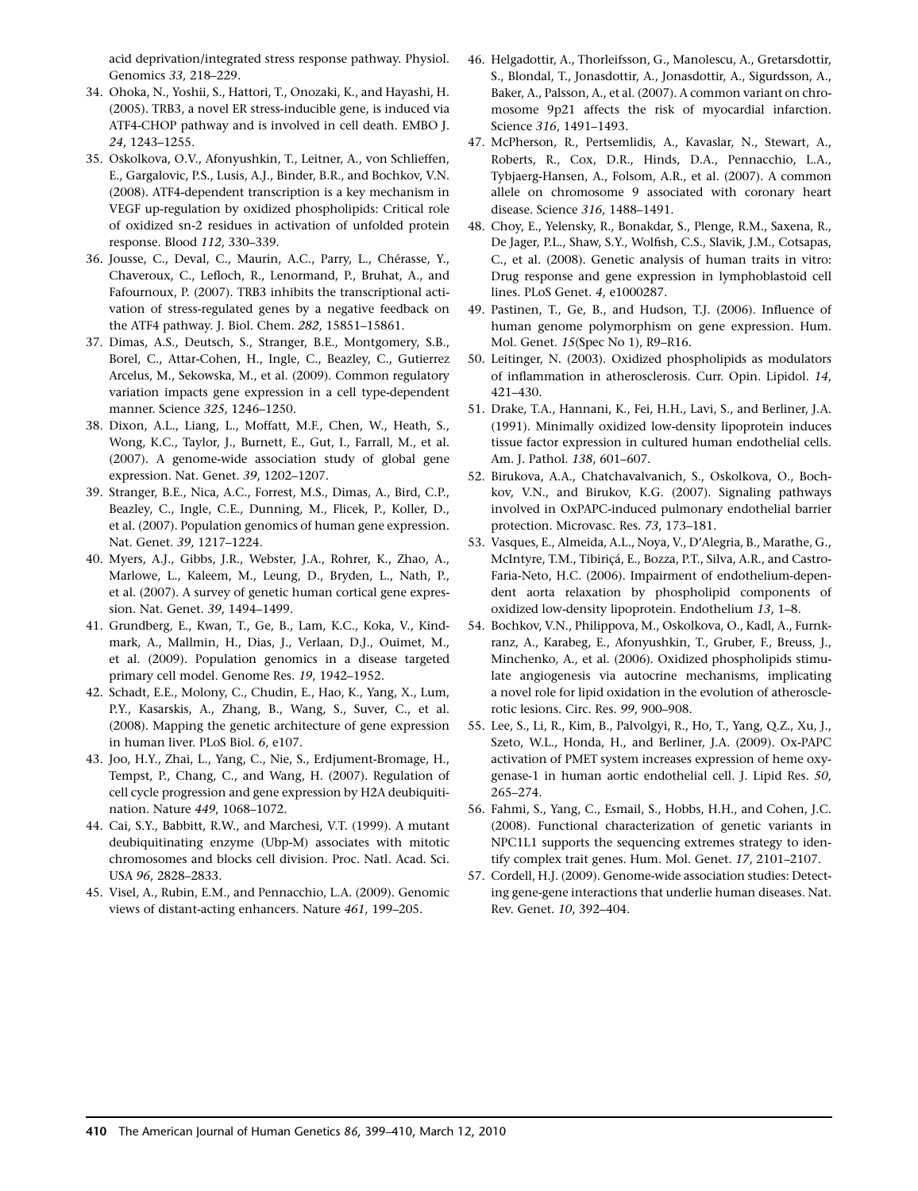acid deprivation/integrated stress response pathway. Physiol. Genomics *33*, 218–229.

34. Ohoka, N., Yoshii, S., Hattori, T., Onozaki, K., and Hayashi, H. (2005). TRB3, a novel ER stress-inducible gene, is induced via ATF4-CHOP pathway and is involved in cell death. EMBO J. *24*, 1243–1255.
35. Oskolkova, O.V., Afonyushkin, T., Leitner, A., von Schlieffen, E., Gargalovic, P.S., Lusis, A.J., Binder, B.R., and Bochkov, V.N. (2008). ATF4-dependent transcription is a key mechanism in VEGF up-regulation by oxidized phospholipids: Critical role of oxidized sn-2 residues in activation of unfolded protein response. Blood *112*, 330–339.
36. Jousse, C., Deval, C., Maurin, A.C., Parry, L., Chérasse, Y., Chaveroux, C., Lefloch, R., Lenormand, P., Bruhat, A., and Fafournoux, P. (2007). TRB3 inhibits the transcriptional activation of stress-regulated genes by a negative feedback on the ATF4 pathway. J. Biol. Chem. *282*, 15851–15861.
37. Dimas, A.S., Deutsch, S., Stranger, B.E., Montgomery, S.B., Borel, C., Attar-Cohen, H., Ingle, C., Beazley, C., Gutierrez Arcelus, M., Sekowska, M., et al. (2009). Common regulatory variation impacts gene expression in a cell type-dependent manner. Science *325*, 1246–1250.
38. Dixon, A.L., Liang, L., Moffatt, M.F., Chen, W., Heath, S., Wong, K.C., Taylor, J., Burnett, E., Gut, I., Farrall, M., et al. (2007). A genome-wide association study of global gene expression. Nat. Genet. *39*, 1202–1207.
39. Stranger, B.E., Nica, A.C., Forrest, M.S., Dimas, A., Bird, C.P., Beazley, C., Ingle, C.E., Dunning, M., Flicek, P., Koller, D., et al. (2007). Population genomics of human gene expression. Nat. Genet. *39*, 1217–1224.
40. Myers, A.J., Gibbs, J.R., Webster, J.A., Rohrer, K., Zhao, A., Marlowe, L., Kaleem, M., Leung, D., Bryden, L., Nath, P., et al. (2007). A survey of genetic human cortical gene expression. Nat. Genet. *39*, 1494–1499.
41. Grundberg, E., Kwan, T., Ge, B., Lam, K.C., Koka, V., Kindmark, A., Mallmin, H., Dias, J., Verlaan, D.J., Ouimet, M., et al. (2009). Population genomics in a disease targeted primary cell model. Genome Res. *19*, 1942–1952.
42. Schadt, E.E., Molony, C., Chudin, E., Hao, K., Yang, X., Lum, P.Y., Kasarskis, A., Zhang, B., Wang, S., Suver, C., et al. (2008). Mapping the genetic architecture of gene expression in human liver. PLoS Biol. *6*, e107.
43. Joo, H.Y., Zhai, L., Yang, C., Nie, S., Erdjument-Bromage, H., Tempst, P., Chang, C., and Wang, H. (2007). Regulation of cell cycle progression and gene expression by H2A deubiquitination. Nature *449*, 1068–1072.
44. Cai, S.Y., Babbitt, R.W., and Marchesi, V.T. (1999). A mutant deubiquitinating enzyme (Ubp-M) associates with mitotic chromosomes and blocks cell division. Proc. Natl. Acad. Sci. USA *96*, 2828–2833.
45. Visel, A., Rubin, E.M., and Pennacchio, L.A. (2009). Genomic views of distant-acting enhancers. Nature *461*, 199–205.
46. Helgadottir, A., Thorleifsson, G., Manolescu, A., Gretarsdottir, S., Blondal, T., Jonasdottir, A., Jonasdottir, A., Sigurdsson, A., Baker, A., Palsson, A., et al. (2007). A common variant on chromosome 9p21 affects the risk of myocardial infarction. Science *316*, 1491–1493.
47. McPherson, R., Pertsemlidis, A., Kavaslar, N., Stewart, A., Roberts, R., Cox, D.R., Hinds, D.A., Pennacchio, L.A., Tybjaerg-Hansen, A., Folsom, A.R., et al. (2007). A common allele on chromosome 9 associated with coronary heart disease. Science *316*, 1488–1491.
48. Choy, E., Yelensky, R., Bonakdar, S., Plenge, R.M., Saxena, R., De Jager, P.L., Shaw, S.Y., Wolfish, C.S., Slavik, J.M., Cotsapas, C., et al. (2008). Genetic analysis of human traits in vitro: Drug response and gene expression in lymphoblastoid cell lines. PLoS Genet. *4*, e1000287.
49. Pastinen, T., Ge, B., and Hudson, T.J. (2006). Influence of human genome polymorphism on gene expression. Hum. Mol. Genet. *15*(Spec No 1), R9–R16.
50. Leitinger, N. (2003). Oxidized phospholipids as modulators of inflammation in atherosclerosis. Curr. Opin. Lipidol. *14*, 421–430.
51. Drake, T.A., Hannani, K., Fei, H.H., Lavi, S., and Berliner, J.A. (1991). Minimally oxidized low-density lipoprotein induces tissue factor expression in cultured human endothelial cells. Am. J. Pathol. *138*, 601–607.
52. Birukova, A.A., Chatchavalvanich, S., Oskolkova, O., Bochkov, V.N., and Birukov, K.G. (2007). Signaling pathways involved in OxPAPC-induced pulmonary endothelial barrier protection. Microvasc. Res. *73*, 173–181.
53. Vasques, E., Almeida, A.L., Noya, V., D'Alegria, B., Marathe, G., McIntyre, T.M., Tibiriçá, E., Bozza, P.T., Silva, A.R., and Castro-Faria-Neto, H.C. (2006). Impairment of endothelium-dependent aorta relaxation by phospholipid components of oxidized low-density lipoprotein. Endothelium *13*, 1–8.
54. Bochkov, V.N., Philippova, M., Oskolkova, O., Kadl, A., Furnkranz, A., Karabeg, E., Afonyushkin, T., Gruber, F., Breuss, J., Minchenko, A., et al. (2006). Oxidized phospholipids stimulate angiogenesis via autocrine mechanisms, implicating a novel role for lipid oxidation in the evolution of atherosclerotic lesions. Circ. Res. *99*, 900–908.
55. Lee, S., Li, R., Kim, B., Palvolgyi, R., Ho, T., Yang, Q.Z., Xu, J., Szeto, W.L., Honda, H., and Berliner, J.A. (2009). Ox-PAPC activation of PMET system increases expression of heme oxygenase-1 in human aortic endothelial cell. J. Lipid Res. *50*, 265–274.
56. Fahmi, S., Yang, C., Esmail, S., Hobbs, H.H., and Cohen, J.C. (2008). Functional characterization of genetic variants in NPC1L1 supports the sequencing extremes strategy to identify complex trait genes. Hum. Mol. Genet. *17*, 2101–2107.
57. Cordell, H.J. (2009). Genome-wide association studies: Detecting gene-gene interactions that underlie human diseases. Nat. Rev. Genet. *10*, 392–404.